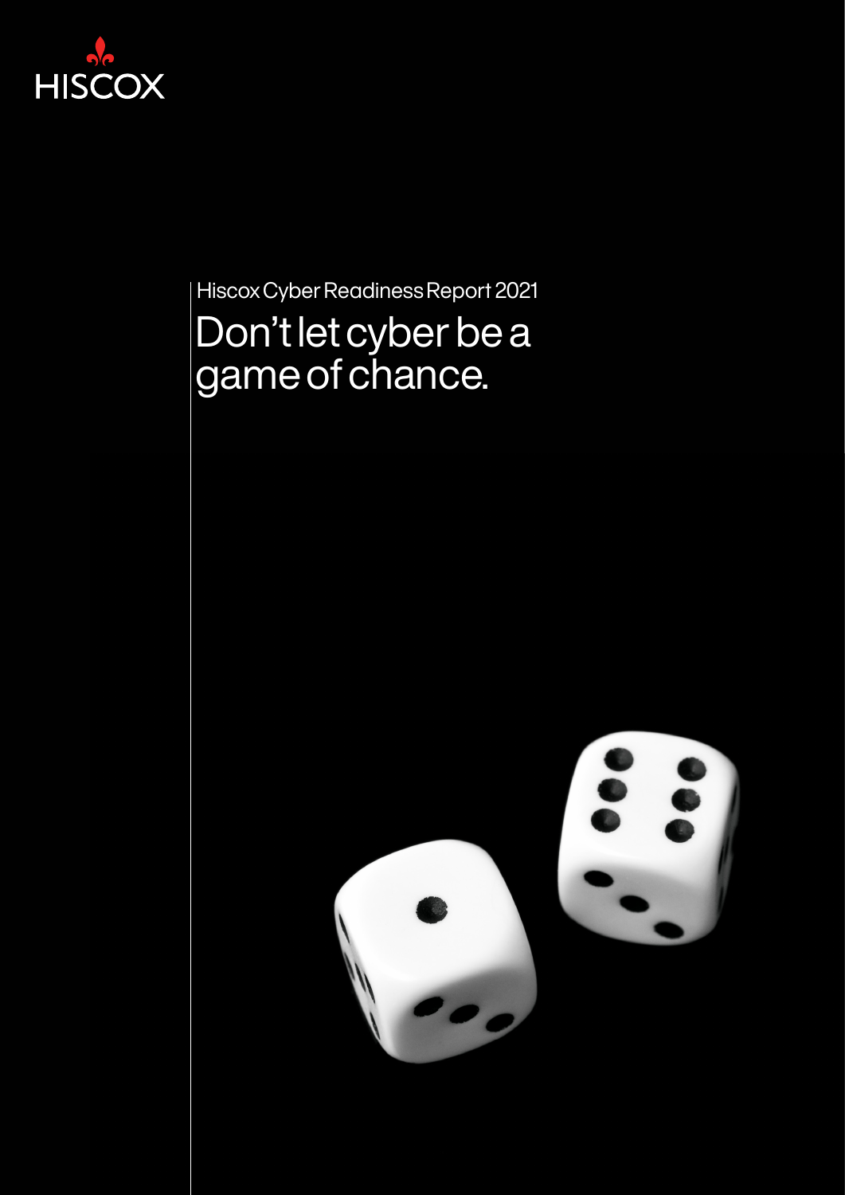HISCOX

Hiscox Cyber Readiness Report 2021

# Don't let cyber be a game of chance.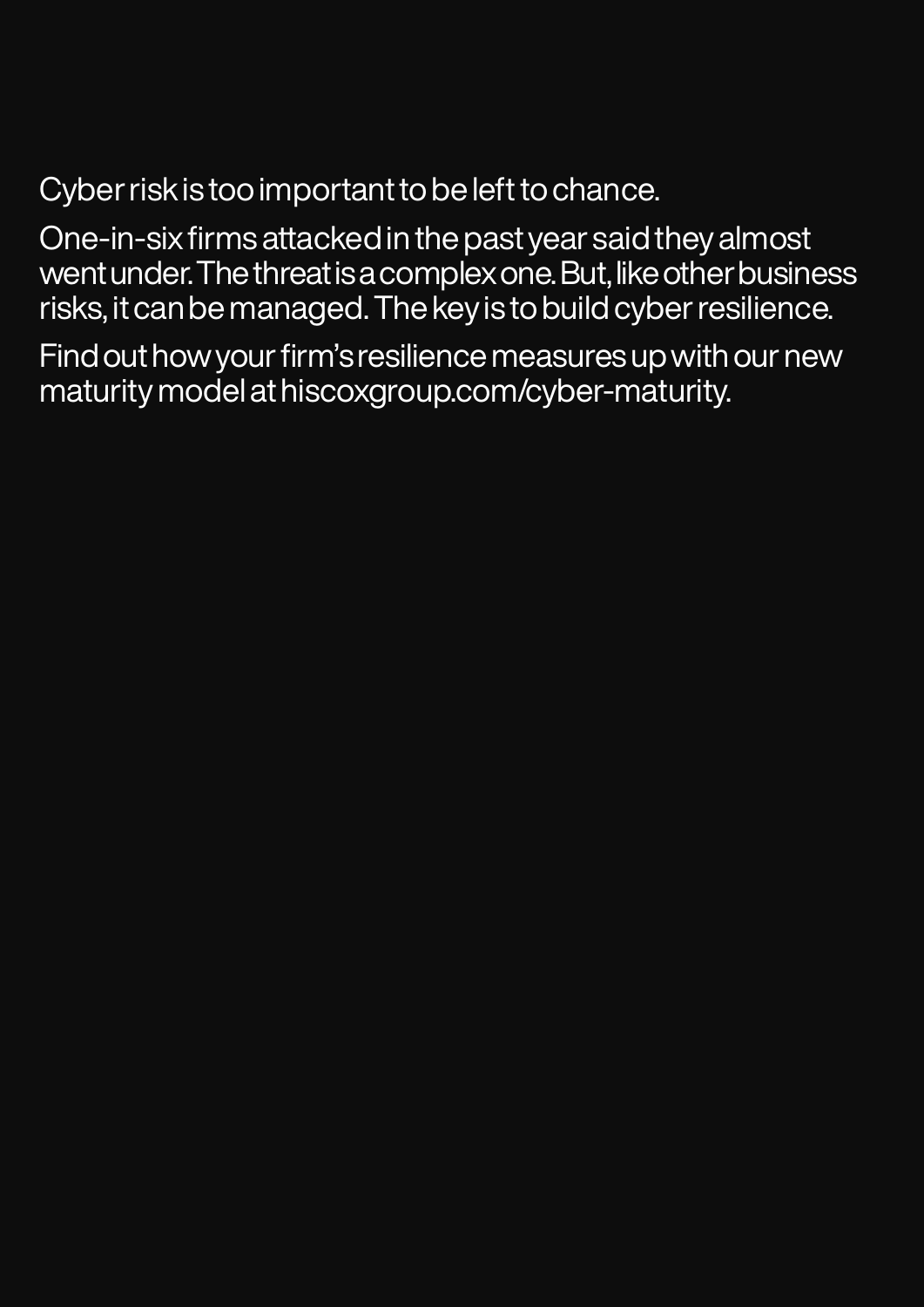Cyber risk is too important to be left to chance.

One-in-six firms attacked in the past year said they almost went under. The threat is a complex one. But, like other business risks, it can be managed. The key is to build cyber resilience.

Find out how your firm's resilience measures up with our new maturity model at hiscoxgroup.com/cyber-maturity.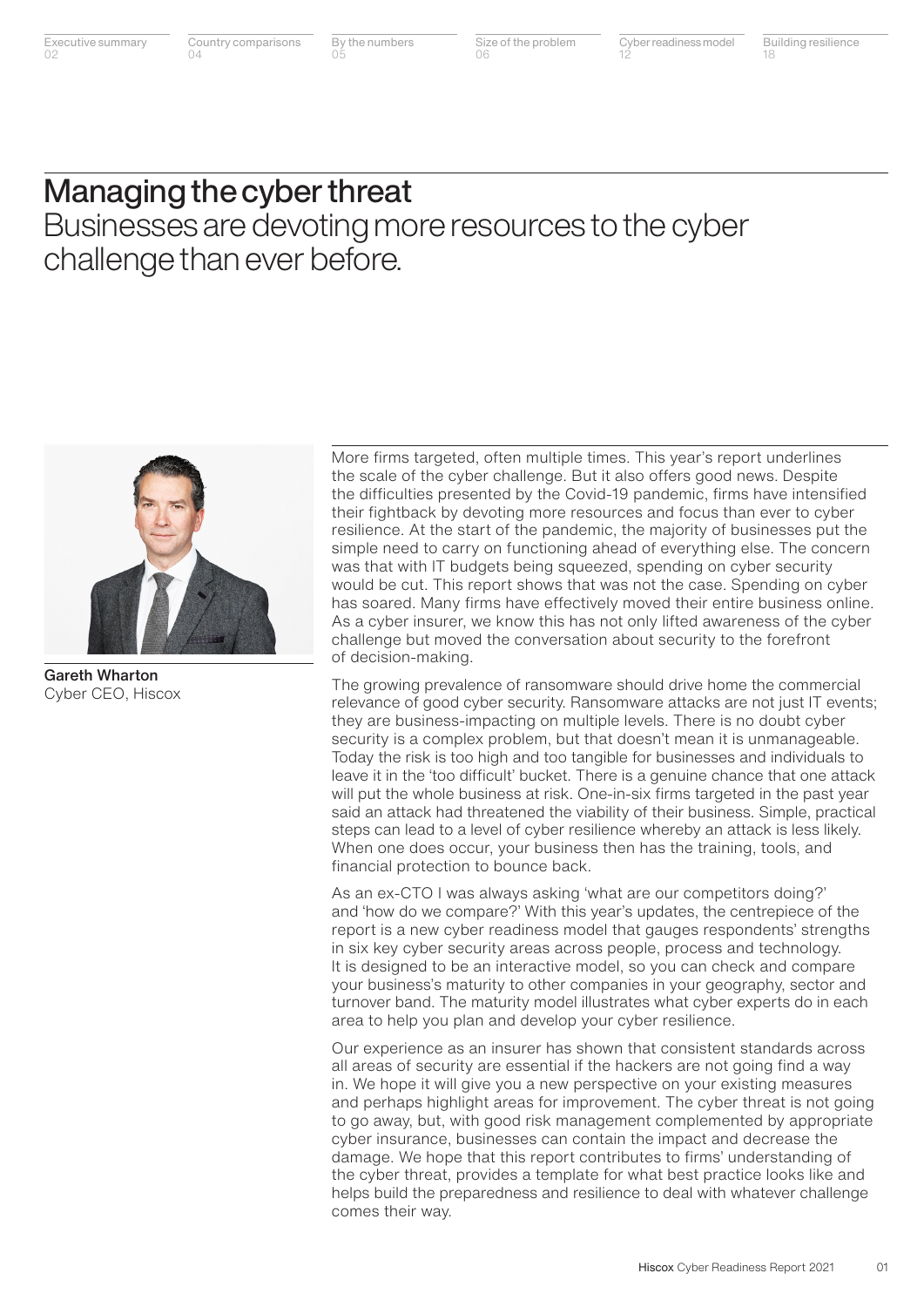# Managing the cyber threat

## Businesses are devoting more resources to the cyber challenge than ever before.

**Gareth Wharton**
Cyber CEO, Hiscox

More firms targeted, often multiple times. This year's report underlines the scale of the cyber challenge. But it also offers good news. Despite the difficulties presented by the Covid-19 pandemic, firms have intensified their fightback by devoting more resources and focus than ever to cyber resilience. At the start of the pandemic, the majority of businesses put the simple need to carry on functioning ahead of everything else. The concern was that with IT budgets being squeezed, spending on cyber security would be cut. This report shows that was not the case. Spending on cyber has soared. Many firms have effectively moved their entire business online. As a cyber insurer, we know this has not only lifted awareness of the cyber challenge but moved the conversation about security to the forefront of decision-making.

The growing prevalence of ransomware should drive home the commercial relevance of good cyber security. Ransomware attacks are not just IT events; they are business-impacting on multiple levels. There is no doubt cyber security is a complex problem, but that doesn't mean it is unmanageable. Today the risk is too high and too tangible for businesses and individuals to leave it in the 'too difficult' bucket. There is a genuine chance that one attack will put the whole business at risk. One-in-six firms targeted in the past year said an attack had threatened the viability of their business. Simple, practical steps can lead to a level of cyber resilience whereby an attack is less likely. When one does occur, your business then has the training, tools, and financial protection to bounce back.

As an ex-CTO I was always asking 'what are our competitors doing?' and 'how do we compare?' With this year's updates, the centrepiece of the report is a new cyber readiness model that gauges respondents' strengths in six key cyber security areas across people, process and technology. It is designed to be an interactive model, so you can check and compare your business's maturity to other companies in your geography, sector and turnover band. The maturity model illustrates what cyber experts do in each area to help you plan and develop your cyber resilience.

Our experience as an insurer has shown that consistent standards across all areas of security are essential if the hackers are not going find a way in. We hope it will give you a new perspective on your existing measures and perhaps highlight areas for improvement. The cyber threat is not going to go away, but, with good risk management complemented by appropriate cyber insurance, businesses can contain the impact and decrease the damage. We hope that this report contributes to firms' understanding of the cyber threat, provides a template for what best practice looks like and helps build the preparedness and resilience to deal with whatever challenge comes their way.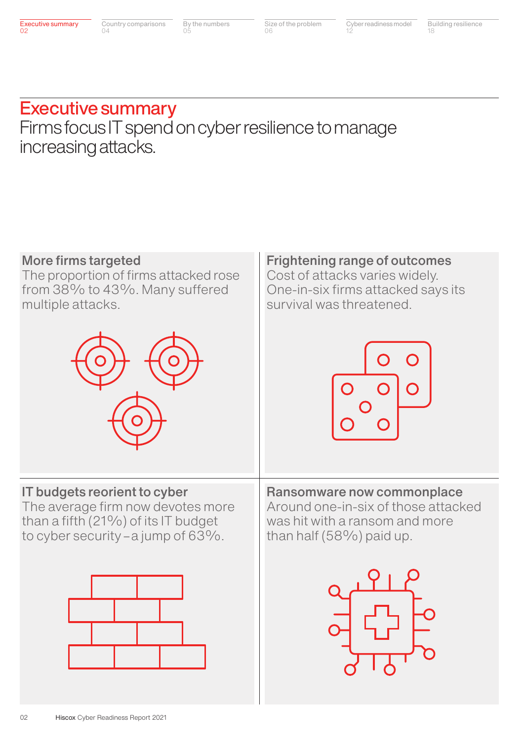# Executive summary

Firms focus IT spend on cyber resilience to manage increasing attacks.

## More firms targeted

The proportion of firms attacked rose from 38% to 43%. Many suffered multiple attacks.

## Frightening range of outcomes

Cost of attacks varies widely. One-in-six firms attacked says its survival was threatened.

## IT budgets reorient to cyber

The average firm now devotes more than a fifth (21%) of its IT budget to cyber security – a jump of 63%.

## Ransomware now commonplace

Around one-in-six of those attacked was hit with a ransom and more than half (58%) paid up.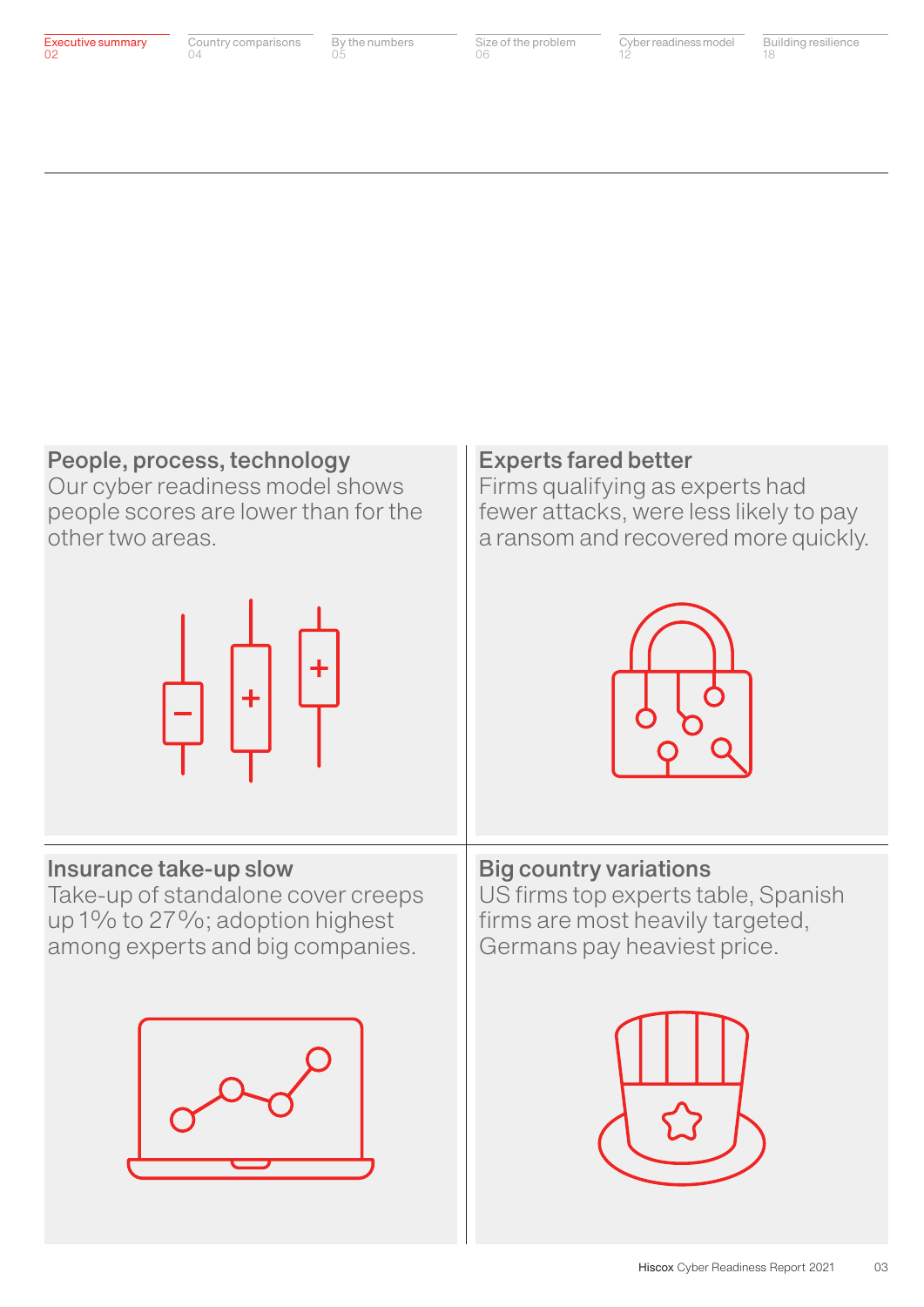## People, process, technology

Our cyber readiness model shows people scores are lower than for the other two areas.

## Experts fared better

Firms qualifying as experts had fewer attacks, were less likely to pay a ransom and recovered more quickly.

## Insurance take-up slow

Take-up of standalone cover creeps up 1% to 27%; adoption highest among experts and big companies.

## Big country variations

US firms top experts table, Spanish firms are most heavily targeted, Germans pay heaviest price.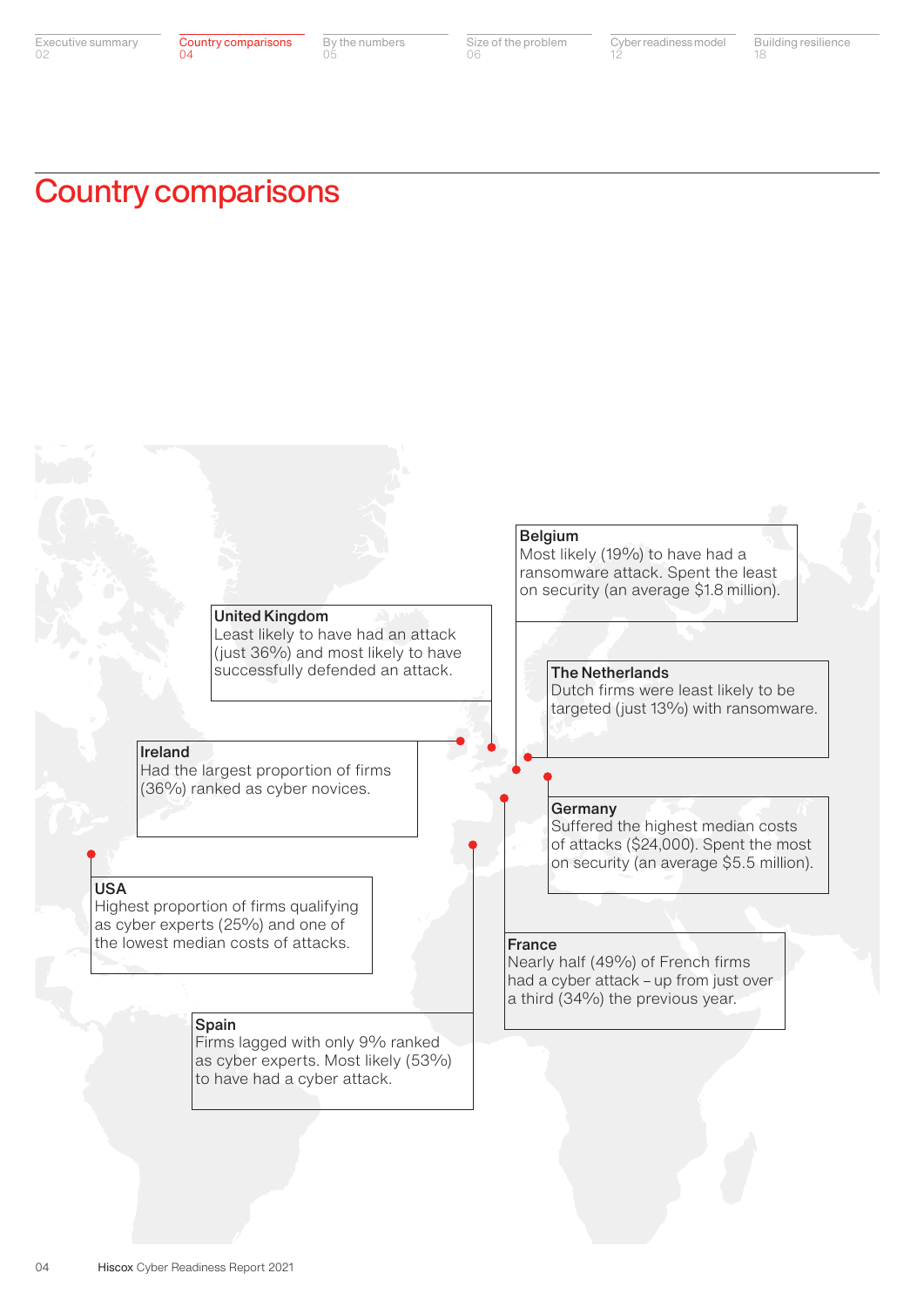# Country comparisons

**Belgium**
Most likely (19%) to have had a ransomware attack. Spent the least on security (an average $1.8 million).

**United Kingdom**
Least likely to have had an attack (just 36%) and most likely to have successfully defended an attack.

**The Netherlands**
Dutch firms were least likely to be targeted (just 13%) with ransomware.

**Ireland**
Had the largest proportion of firms (36%) ranked as cyber novices.

**Germany**
Suffered the highest median costs of attacks ($24,000). Spent the most on security (an average $5.5 million).

**USA**
Highest proportion of firms qualifying as cyber experts (25%) and one of the lowest median costs of attacks.

**France**
Nearly half (49%) of French firms had a cyber attack – up from just over a third (34%) the previous year.

**Spain**
Firms lagged with only 9% ranked as cyber experts. Most likely (53%) to have had a cyber attack.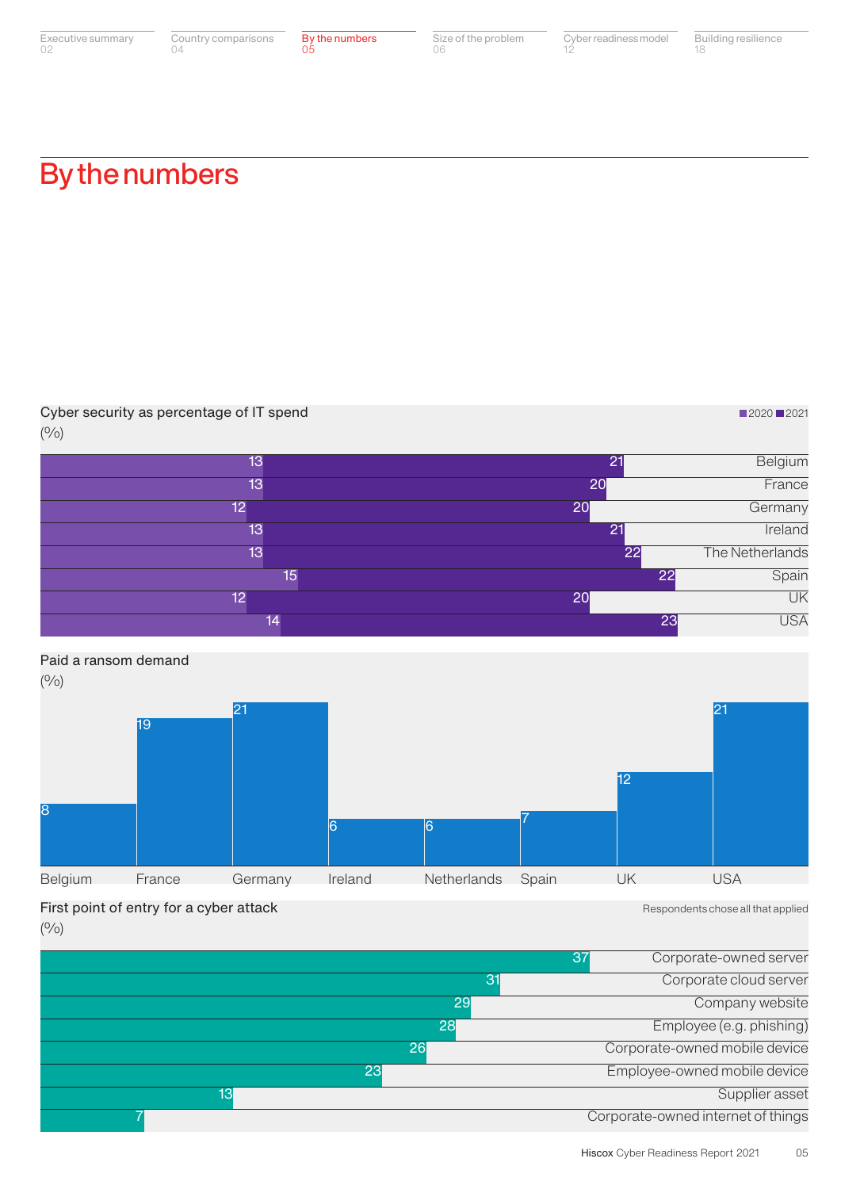# By the numbers

## Cyber security as percentage of IT spend

(%)

| Country | 2020 | 2021 |
| --- | --- | --- |
| Belgium | 13 | 21 |
| France | 13 | 20 |
| Germany | 12 | 20 |
| Ireland | 13 | 21 |
| The Netherlands | 13 | 22 |
| Spain | 15 | 22 |
| UK | 12 | 20 |
| USA | 14 | 23 |

## Paid a ransom demand

(%)

| Country | % |
| --- | --- |
| Belgium | 8 |
| France | 19 |
| Germany | 21 |
| Ireland | 6 |
| Netherlands | 6 |
| Spain | 7 |
| UK | 12 |
| USA | 21 |

## First point of entry for a cyber attack

(%)

Respondents chose all that applied

| Point of entry | % |
| --- | --- |
| Corporate-owned server | 37 |
| Corporate cloud server | 31 |
| Company website | 29 |
| Employee (e.g. phishing) | 28 |
| Corporate-owned mobile device | 26 |
| Employee-owned mobile device | 23 |
| Supplier asset | 13 |
| Corporate-owned internet of things | 7 |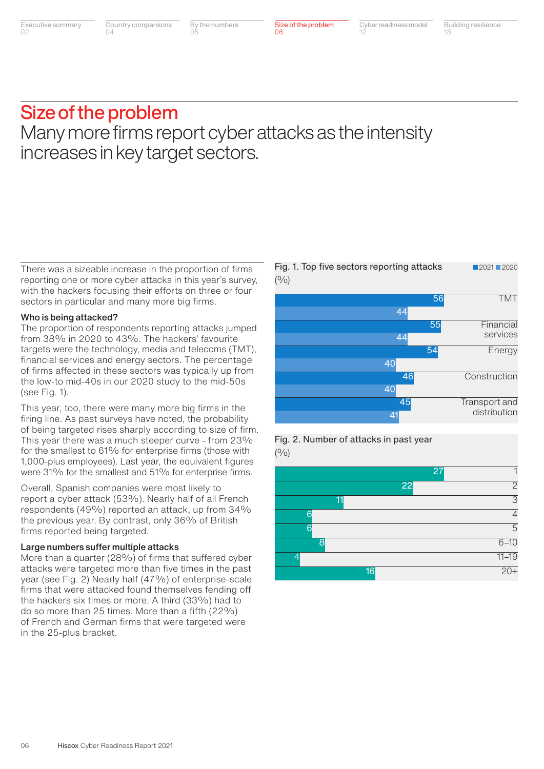# Size of the problem

## Many more firms report cyber attacks as the intensity increases in key target sectors.

There was a sizeable increase in the proportion of firms reporting one or more cyber attacks in this year's survey, with the hackers focusing their efforts on three or four sectors in particular and many more big firms.

**Who is being attacked?**

The proportion of respondents reporting attacks jumped from 38% in 2020 to 43%. The hackers' favourite targets were the technology, media and telecoms (TMT), financial services and energy sectors. The percentage of firms affected in these sectors was typically up from the low-to mid-40s in our 2020 study to the mid-50s (see Fig. 1).

This year, too, there were many more big firms in the firing line. As past surveys have noted, the probability of being targeted rises sharply according to size of firm. This year there was a much steeper curve – from 23% for the smallest to 61% for enterprise firms (those with 1,000-plus employees). Last year, the equivalent figures were 31% for the smallest and 51% for enterprise firms.

Overall, Spanish companies were most likely to report a cyber attack (53%). Nearly half of all French respondents (49%) reported an attack, up from 34% the previous year. By contrast, only 36% of British firms reported being targeted.

**Large numbers suffer multiple attacks**

More than a quarter (28%) of firms that suffered cyber attacks were targeted more than five times in the past year (see Fig. 2) Nearly half (47%) of enterprise-scale firms that were attacked found themselves fending off the hackers six times or more. A third (33%) had to do so more than 25 times. More than a fifth (22%) of French and German firms that were targeted were in the 25-plus bracket.

Fig. 1. Top five sectors reporting attacks (%)

| Sector | 2021 | 2020 |
|---|---|---|
| TMT | 56 | 44 |
| Financial services | 55 | 44 |
| Energy | 54 | 40 |
| Construction | 46 | 40 |
| Transport and distribution | 45 | 41 |

Fig. 2. Number of attacks in past year (%)

| Number of attacks | % |
|---|---|
| 1 | 27 |
| 2 | 22 |
| 3 | 11 |
| 4 | 6 |
| 5 | 6 |
| 6–10 | 8 |
| 11–19 | 4 |
| 20+ | 16 |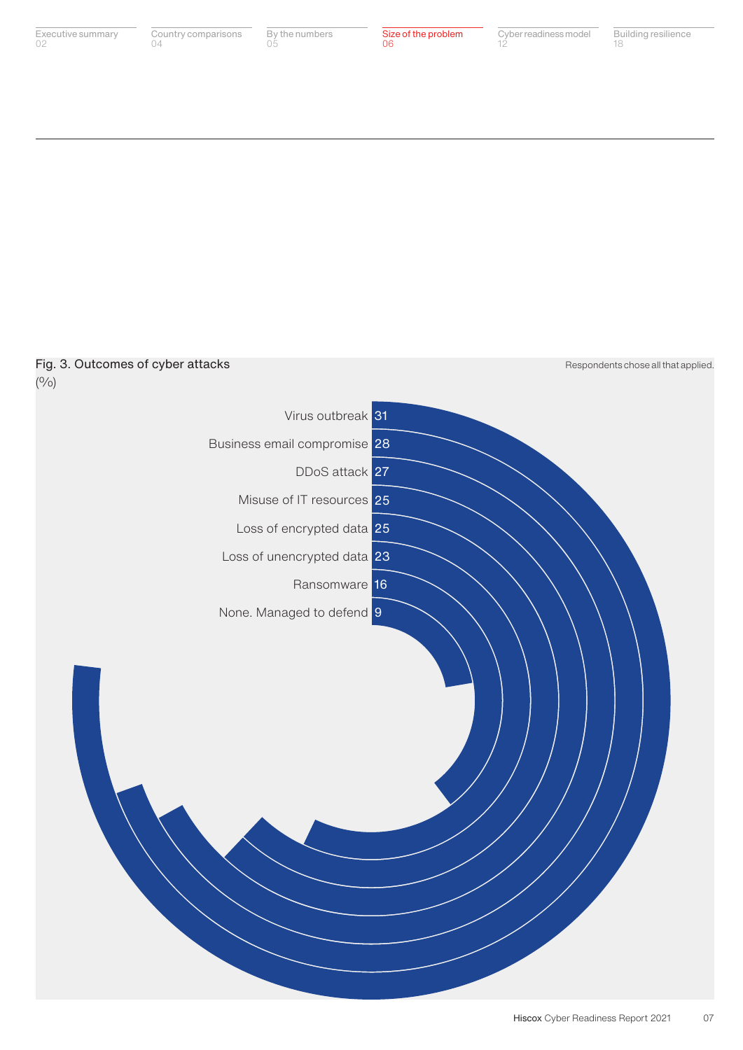Fig. 3. Outcomes of cyber attacks
(%)

Respondents chose all that applied.

| Outcome | % |
| --- | --- |
| Virus outbreak | 31 |
| Business email compromise | 28 |
| DDoS attack | 27 |
| Misuse of IT resources | 25 |
| Loss of encrypted data | 25 |
| Loss of unencrypted data | 23 |
| Ransomware | 16 |
| None. Managed to defend | 9 |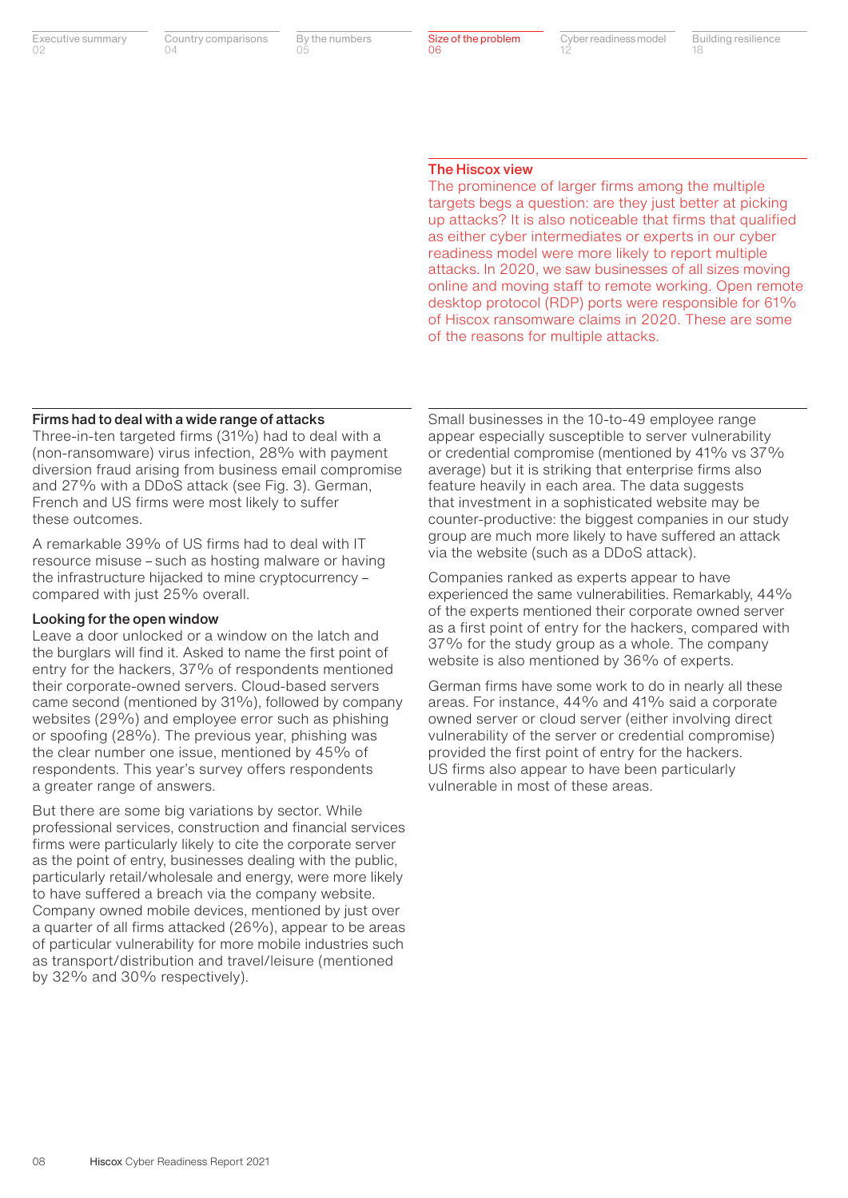## The Hiscox view

The prominence of larger firms among the multiple targets begs a question: are they just better at picking up attacks? It is also noticeable that firms that qualified as either cyber intermediates or experts in our cyber readiness model were more likely to report multiple attacks. In 2020, we saw businesses of all sizes moving online and moving staff to remote working. Open remote desktop protocol (RDP) ports were responsible for 61% of Hiscox ransomware claims in 2020. These are some of the reasons for multiple attacks.

### Firms had to deal with a wide range of attacks

Three-in-ten targeted firms (31%) had to deal with a (non-ransomware) virus infection, 28% with payment diversion fraud arising from business email compromise and 27% with a DDoS attack (see Fig. 3). German, French and US firms were most likely to suffer these outcomes.

A remarkable 39% of US firms had to deal with IT resource misuse – such as hosting malware or having the infrastructure hijacked to mine cryptocurrency – compared with just 25% overall.

### Looking for the open window

Leave a door unlocked or a window on the latch and the burglars will find it. Asked to name the first point of entry for the hackers, 37% of respondents mentioned their corporate-owned servers. Cloud-based servers came second (mentioned by 31%), followed by company websites (29%) and employee error such as phishing or spoofing (28%). The previous year, phishing was the clear number one issue, mentioned by 45% of respondents. This year's survey offers respondents a greater range of answers.

But there are some big variations by sector. While professional services, construction and financial services firms were particularly likely to cite the corporate server as the point of entry, businesses dealing with the public, particularly retail/wholesale and energy, were more likely to have suffered a breach via the company website. Company owned mobile devices, mentioned by just over a quarter of all firms attacked (26%), appear to be areas of particular vulnerability for more mobile industries such as transport/distribution and travel/leisure (mentioned by 32% and 30% respectively).

Small businesses in the 10-to-49 employee range appear especially susceptible to server vulnerability or credential compromise (mentioned by 41% vs 37% average) but it is striking that enterprise firms also feature heavily in each area. The data suggests that investment in a sophisticated website may be counter-productive: the biggest companies in our study group are much more likely to have suffered an attack via the website (such as a DDoS attack).

Companies ranked as experts appear to have experienced the same vulnerabilities. Remarkably, 44% of the experts mentioned their corporate owned server as a first point of entry for the hackers, compared with 37% for the study group as a whole. The company website is also mentioned by 36% of experts.

German firms have some work to do in nearly all these areas. For instance, 44% and 41% said a corporate owned server or cloud server (either involving direct vulnerability of the server or credential compromise) provided the first point of entry for the hackers. US firms also appear to have been particularly vulnerable in most of these areas.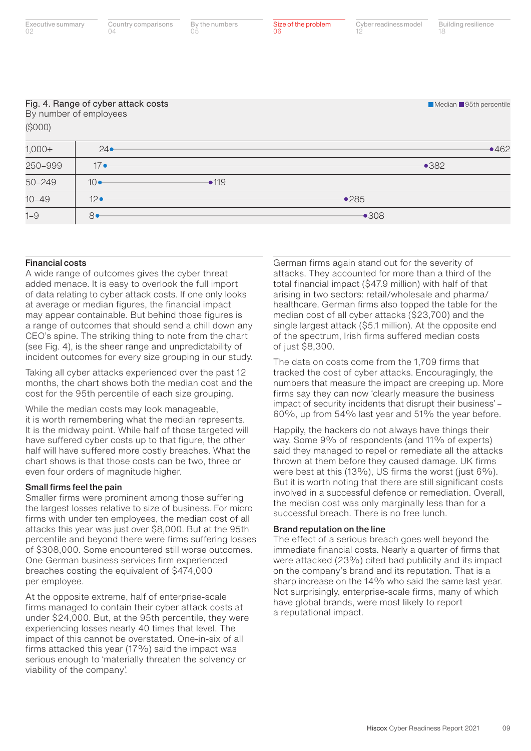### Fig. 4. Range of cyber attack costs

By number of employees

($000)

| Number of employees | Median | 95th percentile |
|---|---|---|
| 1,000+ | 24 | 462 |
| 250–999 | 17 | 382 |
| 50–249 | 10 | 119 |
| 10–49 | 12 | 285 |
| 1–9 | 8 | 308 |

### Financial costs

A wide range of outcomes gives the cyber threat added menace. It is easy to overlook the full import of data relating to cyber attack costs. If one only looks at average or median figures, the financial impact may appear containable. But behind those figures is a range of outcomes that should send a chill down any CEO's spine. The striking thing to note from the chart (see Fig. 4), is the sheer range and unpredictability of incident outcomes for every size grouping in our study.

Taking all cyber attacks experienced over the past 12 months, the chart shows both the median cost and the cost for the 95th percentile of each size grouping.

While the median costs may look manageable, it is worth remembering what the median represents. It is the midway point. While half of those targeted will have suffered cyber costs up to that figure, the other half will have suffered more costly breaches. What the chart shows is that those costs can be two, three or even four orders of magnitude higher.

### Small firms feel the pain

Smaller firms were prominent among those suffering the largest losses relative to size of business. For micro firms with under ten employees, the median cost of all attacks this year was just over $8,000. But at the 95th percentile and beyond there were firms suffering losses of $308,000. Some encountered still worse outcomes. One German business services firm experienced breaches costing the equivalent of $474,000 per employee.

At the opposite extreme, half of enterprise-scale firms managed to contain their cyber attack costs at under $24,000. But, at the 95th percentile, they were experiencing losses nearly 40 times that level. The impact of this cannot be overstated. One-in-six of all firms attacked this year (17%) said the impact was serious enough to 'materially threaten the solvency or viability of the company'.

German firms again stand out for the severity of attacks. They accounted for more than a third of the total financial impact ($47.9 million) with half of that arising in two sectors: retail/wholesale and pharma/healthcare. German firms also topped the table for the median cost of all cyber attacks ($23,700) and the single largest attack ($5.1 million). At the opposite end of the spectrum, Irish firms suffered median costs of just $8,300.

The data on costs come from the 1,709 firms that tracked the cost of cyber attacks. Encouragingly, the numbers that measure the impact are creeping up. More firms say they can now 'clearly measure the business impact of security incidents that disrupt their business' – 60%, up from 54% last year and 51% the year before.

Happily, the hackers do not always have things their way. Some 9% of respondents (and 11% of experts) said they managed to repel or remediate all the attacks thrown at them before they caused damage. UK firms were best at this (13%), US firms the worst (just 6%). But it is worth noting that there are still significant costs involved in a successful defence or remediation. Overall, the median cost was only marginally less than for a successful breach. There is no free lunch.

### Brand reputation on the line

The effect of a serious breach goes well beyond the immediate financial costs. Nearly a quarter of firms that were attacked (23%) cited bad publicity and its impact on the company's brand and its reputation. That is a sharp increase on the 14% who said the same last year. Not surprisingly, enterprise-scale firms, many of which have global brands, were most likely to report a reputational impact.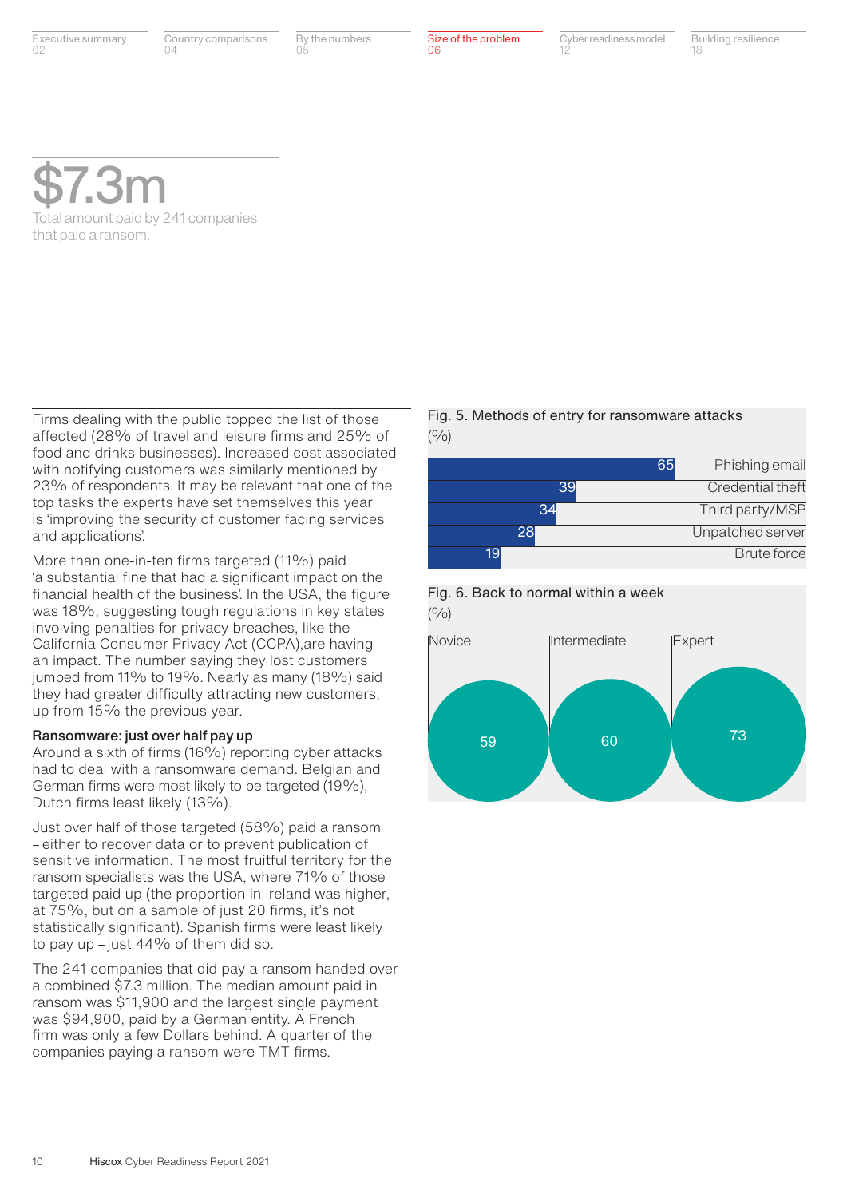**$7.3m**
Total amount paid by 241 companies that paid a ransom.

Firms dealing with the public topped the list of those affected (28% of travel and leisure firms and 25% of food and drinks businesses). Increased cost associated with notifying customers was similarly mentioned by 23% of respondents. It may be relevant that one of the top tasks the experts have set themselves this year is 'improving the security of customer facing services and applications'.

More than one-in-ten firms targeted (11%) paid 'a substantial fine that had a significant impact on the financial health of the business'. In the USA, the figure was 18%, suggesting tough regulations in key states involving penalties for privacy breaches, like the California Consumer Privacy Act (CCPA),are having an impact. The number saying they lost customers jumped from 11% to 19%. Nearly as many (18%) said they had greater difficulty attracting new customers, up from 15% the previous year.

### Ransomware: just over half pay up

Around a sixth of firms (16%) reporting cyber attacks had to deal with a ransomware demand. Belgian and German firms were most likely to be targeted (19%), Dutch firms least likely (13%).

Just over half of those targeted (58%) paid a ransom – either to recover data or to prevent publication of sensitive information. The most fruitful territory for the ransom specialists was the USA, where 71% of those targeted paid up (the proportion in Ireland was higher, at 75%, but on a sample of just 20 firms, it's not statistically significant). Spanish firms were least likely to pay up – just 44% of them did so.

The 241 companies that did pay a ransom handed over a combined $7.3 million. The median amount paid in ransom was $11,900 and the largest single payment was $94,900, paid by a German entity. A French firm was only a few Dollars behind. A quarter of the companies paying a ransom were TMT firms.

Fig. 5. Methods of entry for ransomware attacks (%)

| Method | % |
|---|---|
| Phishing email | 65 |
| Credential theft | 39 |
| Third party/MSP | 34 |
| Unpatched server | 28 |
| Brute force | 19 |

Fig. 6. Back to normal within a week (%)

| Novice | Intermediate | Expert |
|---|---|---|
| 59 | 60 | 73 |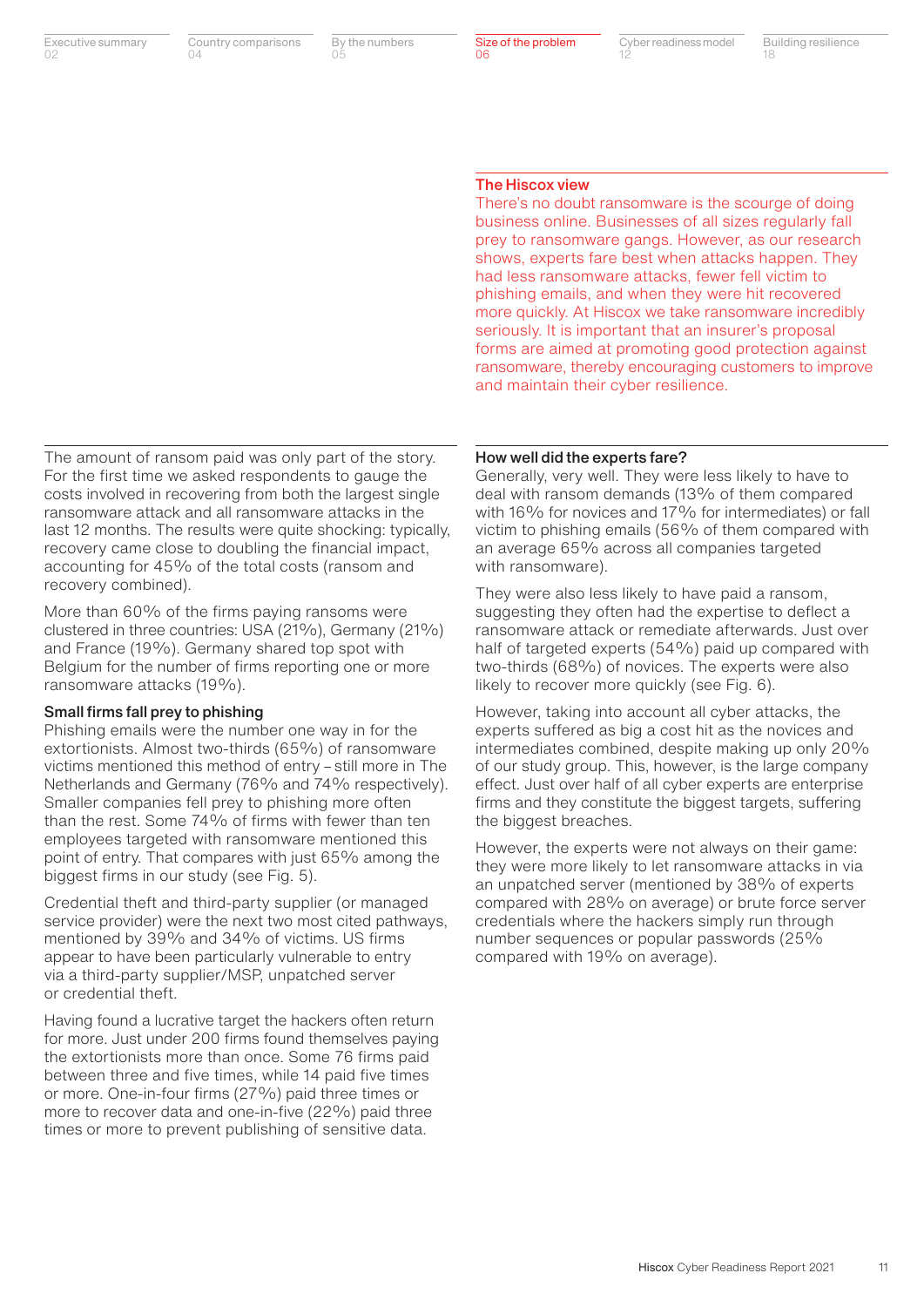## The Hiscox view

There's no doubt ransomware is the scourge of doing business online. Businesses of all sizes regularly fall prey to ransomware gangs. However, as our research shows, experts fare best when attacks happen. They had less ransomware attacks, fewer fell victim to phishing emails, and when they were hit recovered more quickly. At Hiscox we take ransomware incredibly seriously. It is important that an insurer's proposal forms are aimed at promoting good protection against ransomware, thereby encouraging customers to improve and maintain their cyber resilience.

The amount of ransom paid was only part of the story. For the first time we asked respondents to gauge the costs involved in recovering from both the largest single ransomware attack and all ransomware attacks in the last 12 months. The results were quite shocking: typically, recovery came close to doubling the financial impact, accounting for 45% of the total costs (ransom and recovery combined).

More than 60% of the firms paying ransoms were clustered in three countries: USA (21%), Germany (21%) and France (19%). Germany shared top spot with Belgium for the number of firms reporting one or more ransomware attacks (19%).

### Small firms fall prey to phishing

Phishing emails were the number one way in for the extortionists. Almost two-thirds (65%) of ransomware victims mentioned this method of entry – still more in The Netherlands and Germany (76% and 74% respectively). Smaller companies fell prey to phishing more often than the rest. Some 74% of firms with fewer than ten employees targeted with ransomware mentioned this point of entry. That compares with just 65% among the biggest firms in our study (see Fig. 5).

Credential theft and third-party supplier (or managed service provider) were the next two most cited pathways, mentioned by 39% and 34% of victims. US firms appear to have been particularly vulnerable to entry via a third-party supplier/MSP, unpatched server or credential theft.

Having found a lucrative target the hackers often return for more. Just under 200 firms found themselves paying the extortionists more than once. Some 76 firms paid between three and five times, while 14 paid five times or more. One-in-four firms (27%) paid three times or more to recover data and one-in-five (22%) paid three times or more to prevent publishing of sensitive data.

### How well did the experts fare?

Generally, very well. They were less likely to have to deal with ransom demands (13% of them compared with 16% for novices and 17% for intermediates) or fall victim to phishing emails (56% of them compared with an average 65% across all companies targeted with ransomware).

They were also less likely to have paid a ransom, suggesting they often had the expertise to deflect a ransomware attack or remediate afterwards. Just over half of targeted experts (54%) paid up compared with two-thirds (68%) of novices. The experts were also likely to recover more quickly (see Fig. 6).

However, taking into account all cyber attacks, the experts suffered as big a cost hit as the novices and intermediates combined, despite making up only 20% of our study group. This, however, is the large company effect. Just over half of all cyber experts are enterprise firms and they constitute the biggest targets, suffering the biggest breaches.

However, the experts were not always on their game: they were more likely to let ransomware attacks in via an unpatched server (mentioned by 38% of experts compared with 28% on average) or brute force server credentials where the hackers simply run through number sequences or popular passwords (25% compared with 19% on average).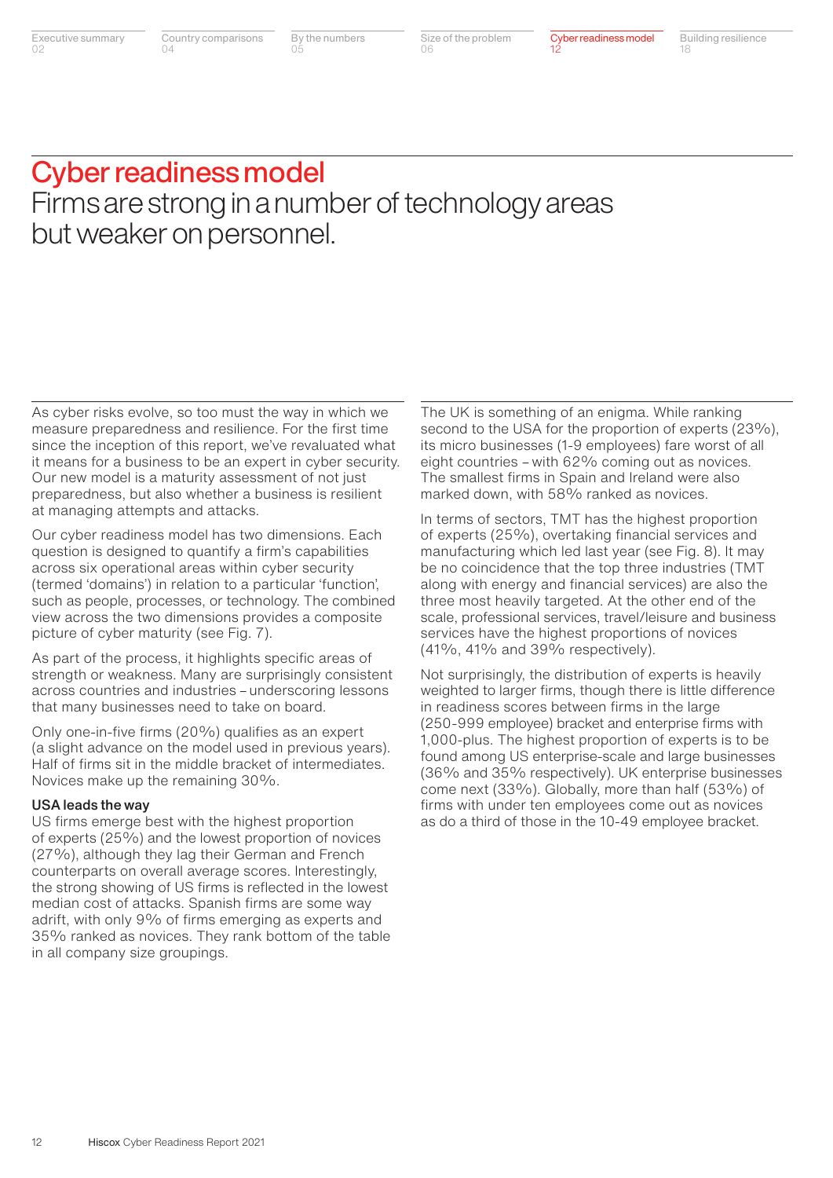# Cyber readiness model

## Firms are strong in a number of technology areas but weaker on personnel.

As cyber risks evolve, so too must the way in which we measure preparedness and resilience. For the first time since the inception of this report, we've revaluated what it means for a business to be an expert in cyber security. Our new model is a maturity assessment of not just preparedness, but also whether a business is resilient at managing attempts and attacks.

Our cyber readiness model has two dimensions. Each question is designed to quantify a firm's capabilities across six operational areas within cyber security (termed 'domains') in relation to a particular 'function', such as people, processes, or technology. The combined view across the two dimensions provides a composite picture of cyber maturity (see Fig. 7).

As part of the process, it highlights specific areas of strength or weakness. Many are surprisingly consistent across countries and industries – underscoring lessons that many businesses need to take on board.

Only one-in-five firms (20%) qualifies as an expert (a slight advance on the model used in previous years). Half of firms sit in the middle bracket of intermediates. Novices make up the remaining 30%.

### USA leads the way

US firms emerge best with the highest proportion of experts (25%) and the lowest proportion of novices (27%), although they lag their German and French counterparts on overall average scores. Interestingly, the strong showing of US firms is reflected in the lowest median cost of attacks. Spanish firms are some way adrift, with only 9% of firms emerging as experts and 35% ranked as novices. They rank bottom of the table in all company size groupings.

The UK is something of an enigma. While ranking second to the USA for the proportion of experts (23%), its micro businesses (1-9 employees) fare worst of all eight countries – with 62% coming out as novices. The smallest firms in Spain and Ireland were also marked down, with 58% ranked as novices.

In terms of sectors, TMT has the highest proportion of experts (25%), overtaking financial services and manufacturing which led last year (see Fig. 8). It may be no coincidence that the top three industries (TMT along with energy and financial services) are also the three most heavily targeted. At the other end of the scale, professional services, travel/leisure and business services have the highest proportions of novices (41%, 41% and 39% respectively).

Not surprisingly, the distribution of experts is heavily weighted to larger firms, though there is little difference in readiness scores between firms in the large (250-999 employee) bracket and enterprise firms with 1,000-plus. The highest proportion of experts is to be found among US enterprise-scale and large businesses (36% and 35% respectively). UK enterprise businesses come next (33%). Globally, more than half (53%) of firms with under ten employees come out as novices as do a third of those in the 10-49 employee bracket.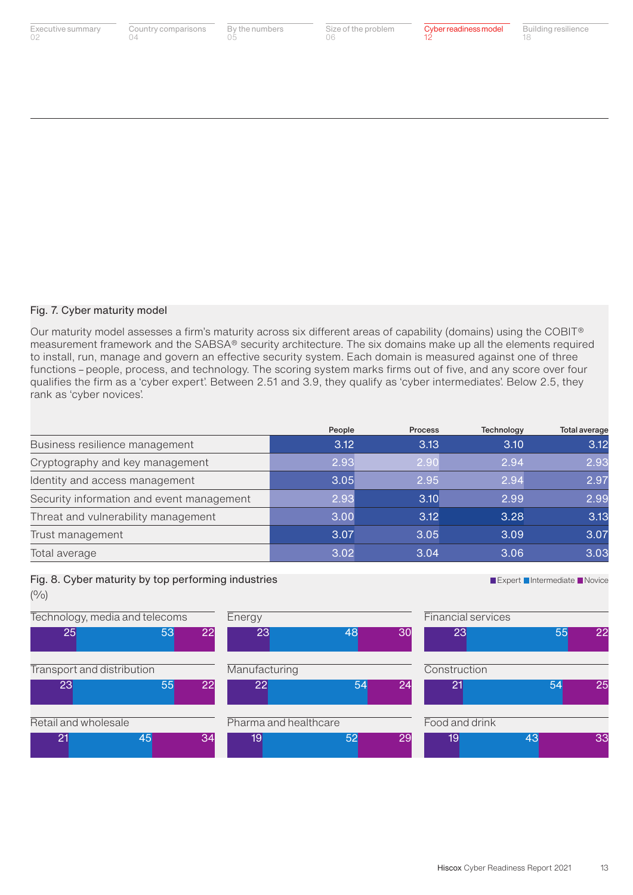Fig. 7. Cyber maturity model

Our maturity model assesses a firm's maturity across six different areas of capability (domains) using the COBIT® measurement framework and the SABSA® security architecture. The six domains make up all the elements required to install, run, manage and govern an effective security system. Each domain is measured against one of three functions – people, process, and technology. The scoring system marks firms out of five, and any score over four qualifies the firm as a 'cyber expert'. Between 2.51 and 3.9, they qualify as 'cyber intermediates'. Below 2.5, they rank as 'cyber novices'.

| | People | Process | Technology | Total average |
|---|---|---|---|---|
| Business resilience management | 3.12 | 3.13 | 3.10 | 3.12 |
| Cryptography and key management | 2.93 | 2.90 | 2.94 | 2.93 |
| Identity and access management | 3.05 | 2.95 | 2.94 | 2.97 |
| Security information and event management | 2.93 | 3.10 | 2.99 | 2.99 |
| Threat and vulnerability management | 3.00 | 3.12 | 3.28 | 3.13 |
| Trust management | 3.07 | 3.05 | 3.09 | 3.07 |
| Total average | 3.02 | 3.04 | 3.06 | 3.03 |

Fig. 8. Cyber maturity by top performing industries

(%)

| Industry | Expert | Intermediate | Novice |
|---|---|---|---|
| Technology, media and telecoms | 25 | 53 | 22 |
| Energy | 23 | 48 | 30 |
| Financial services | 23 | 55 | 22 |
| Transport and distribution | 23 | 55 | 22 |
| Manufacturing | 22 | 54 | 24 |
| Construction | 21 | 54 | 25 |
| Retail and wholesale | 21 | 45 | 34 |
| Pharma and healthcare | 19 | 52 | 29 |
| Food and drink | 19 | 43 | 33 |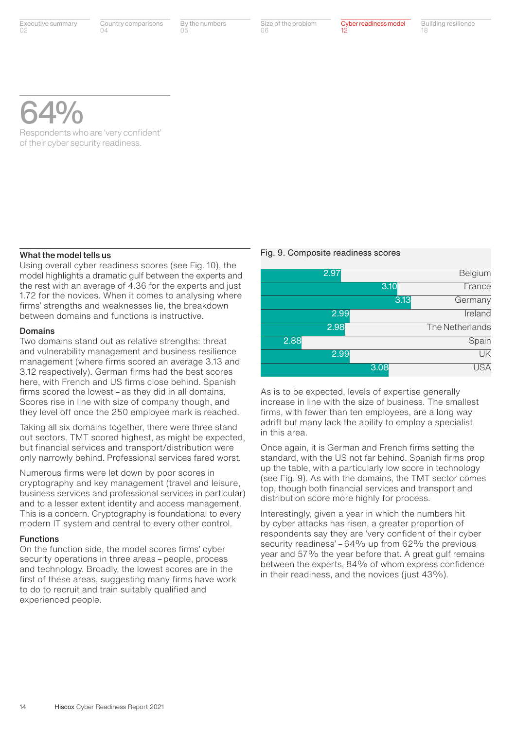64%

Respondents who are 'very confident' of their cyber security readiness.

### What the model tells us

Using overall cyber readiness scores (see Fig. 10), the model highlights a dramatic gulf between the experts and the rest with an average of 4.36 for the experts and just 1.72 for the novices. When it comes to analysing where firms' strengths and weaknesses lie, the breakdown between domains and functions is instructive.

#### Domains

Two domains stand out as relative strengths: threat and vulnerability management and business resilience management (where firms scored an average 3.13 and 3.12 respectively). German firms had the best scores here, with French and US firms close behind. Spanish firms scored the lowest – as they did in all domains. Scores rise in line with size of company though, and they level off once the 250 employee mark is reached.

Taking all six domains together, there were three stand out sectors. TMT scored highest, as might be expected, but financial services and transport/distribution were only narrowly behind. Professional services fared worst.

Numerous firms were let down by poor scores in cryptography and key management (travel and leisure, business services and professional services in particular) and to a lesser extent identity and access management. This is a concern. Cryptography is foundational to every modern IT system and central to every other control.

#### Functions

On the function side, the model scores firms' cyber security operations in three areas – people, process and technology. Broadly, the lowest scores are in the first of these areas, suggesting many firms have work to do to recruit and train suitably qualified and experienced people.

Fig. 9. Composite readiness scores

| Country | Score |
|---|---|
| Belgium | 2.97 |
| France | 3.10 |
| Germany | 3.13 |
| Ireland | 2.99 |
| The Netherlands | 2.98 |
| Spain | 2.88 |
| UK | 2.99 |
| USA | 3.08 |

As is to be expected, levels of expertise generally increase in line with the size of business. The smallest firms, with fewer than ten employees, are a long way adrift but many lack the ability to employ a specialist in this area.

Once again, it is German and French firms setting the standard, with the US not far behind. Spanish firms prop up the table, with a particularly low score in technology (see Fig. 9). As with the domains, the TMT sector comes top, though both financial services and transport and distribution score more highly for process.

Interestingly, given a year in which the numbers hit by cyber attacks has risen, a greater proportion of respondents say they are 'very confident of their cyber security readiness' – 64% up from 62% the previous year and 57% the year before that. A great gulf remains between the experts, 84% of whom express confidence in their readiness, and the novices (just 43%).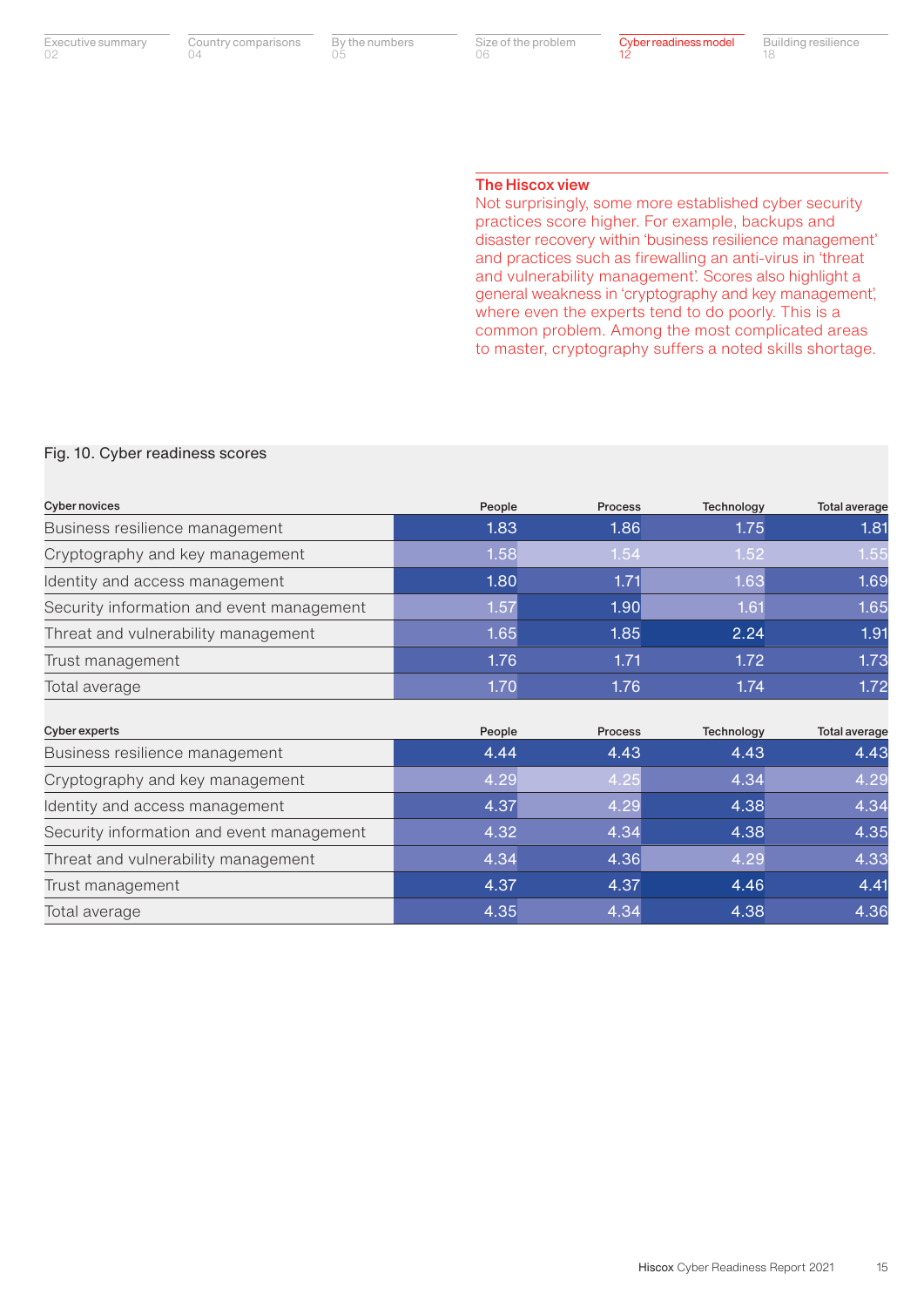## The Hiscox view

Not surprisingly, some more established cyber security practices score higher. For example, backups and disaster recovery within 'business resilience management' and practices such as firewalling an anti-virus in 'threat and vulnerability management'. Scores also highlight a general weakness in 'cryptography and key management', where even the experts tend to do poorly. This is a common problem. Among the most complicated areas to master, cryptography suffers a noted skills shortage.

Fig. 10. Cyber readiness scores

| Cyber novices | People | Process | Technology | Total average |
|---|---|---|---|---|
| Business resilience management | 1.83 | 1.86 | 1.75 | 1.81 |
| Cryptography and key management | 1.58 | 1.54 | 1.52 | 1.55 |
| Identity and access management | 1.80 | 1.71 | 1.63 | 1.69 |
| Security information and event management | 1.57 | 1.90 | 1.61 | 1.65 |
| Threat and vulnerability management | 1.65 | 1.85 | 2.24 | 1.91 |
| Trust management | 1.76 | 1.71 | 1.72 | 1.73 |
| Total average | 1.70 | 1.76 | 1.74 | 1.72 |

| Cyber experts | People | Process | Technology | Total average |
|---|---|---|---|---|
| Business resilience management | 4.44 | 4.43 | 4.43 | 4.43 |
| Cryptography and key management | 4.29 | 4.25 | 4.34 | 4.29 |
| Identity and access management | 4.37 | 4.29 | 4.38 | 4.34 |
| Security information and event management | 4.32 | 4.34 | 4.38 | 4.35 |
| Threat and vulnerability management | 4.34 | 4.36 | 4.29 | 4.33 |
| Trust management | 4.37 | 4.37 | 4.46 | 4.41 |
| Total average | 4.35 | 4.34 | 4.38 | 4.36 |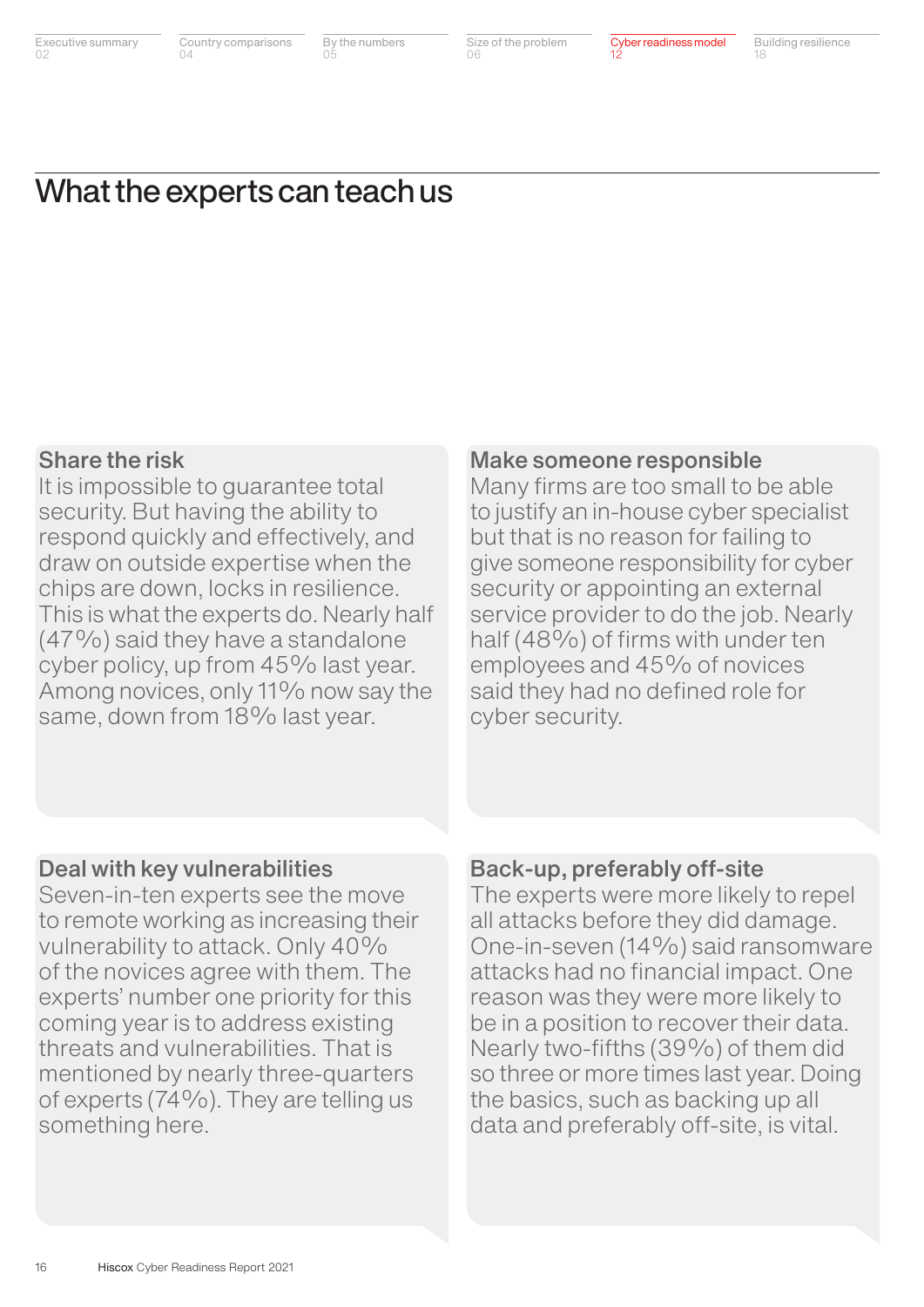# What the experts can teach us

## Share the risk

It is impossible to guarantee total security. But having the ability to respond quickly and effectively, and draw on outside expertise when the chips are down, locks in resilience. This is what the experts do. Nearly half (47%) said they have a standalone cyber policy, up from 45% last year. Among novices, only 11% now say the same, down from 18% last year.

## Make someone responsible

Many firms are too small to be able to justify an in-house cyber specialist but that is no reason for failing to give someone responsibility for cyber security or appointing an external service provider to do the job. Nearly half (48%) of firms with under ten employees and 45% of novices said they had no defined role for cyber security.

## Deal with key vulnerabilities

Seven-in-ten experts see the move to remote working as increasing their vulnerability to attack. Only 40% of the novices agree with them. The experts' number one priority for this coming year is to address existing threats and vulnerabilities. That is mentioned by nearly three-quarters of experts (74%). They are telling us something here.

## Back-up, preferably off-site

The experts were more likely to repel all attacks before they did damage. One-in-seven (14%) said ransomware attacks had no financial impact. One reason was they were more likely to be in a position to recover their data. Nearly two-fifths (39%) of them did so three or more times last year. Doing the basics, such as backing up all data and preferably off-site, is vital.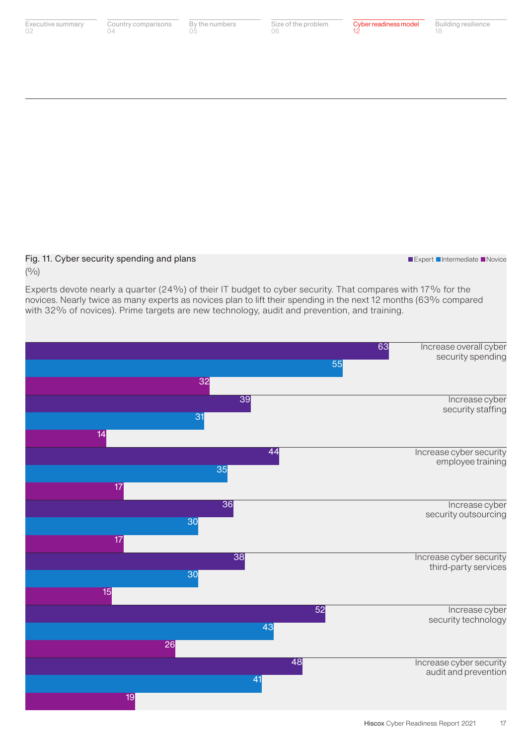### Fig. 11. Cyber security spending and plans

(%)

Experts devote nearly a quarter (24%) of their IT budget to cyber security. That compares with 17% for the novices. Nearly twice as many experts as novices plan to lift their spending in the next 12 months (63% compared with 32% of novices). Prime targets are new technology, audit and prevention, and training.

| | Expert | Intermediate | Novice |
|---|---|---|---|
| Increase overall cyber security spending | 63 | 55 | 32 |
| Increase cyber security staffing | 39 | 31 | 14 |
| Increase cyber security employee training | 44 | 35 | 17 |
| Increase cyber security outsourcing | 36 | 30 | 17 |
| Increase cyber security third-party services | 38 | 30 | 15 |
| Increase cyber security technology | 52 | 43 | 26 |
| Increase cyber security audit and prevention | 48 | 41 | 19 |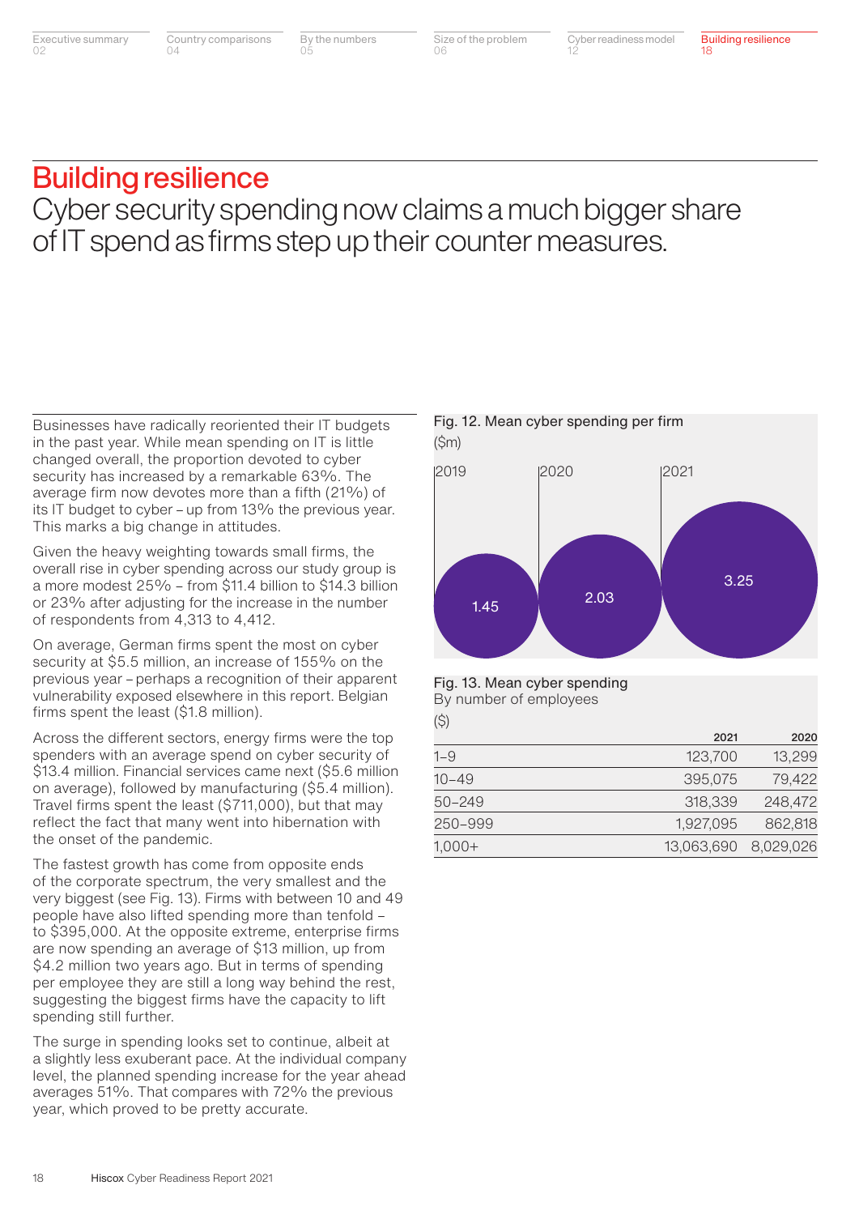# Building resilience

## Cyber security spending now claims a much bigger share of IT spend as firms step up their counter measures.

Businesses have radically reoriented their IT budgets in the past year. While mean spending on IT is little changed overall, the proportion devoted to cyber security has increased by a remarkable 63%. The average firm now devotes more than a fifth (21%) of its IT budget to cyber – up from 13% the previous year. This marks a big change in attitudes.

Given the heavy weighting towards small firms, the overall rise in cyber spending across our study group is a more modest 25% – from $11.4 billion to $14.3 billion or 23% after adjusting for the increase in the number of respondents from 4,313 to 4,412.

On average, German firms spent the most on cyber security at $5.5 million, an increase of 155% on the previous year – perhaps a recognition of their apparent vulnerability exposed elsewhere in this report. Belgian firms spent the least ($1.8 million).

Across the different sectors, energy firms were the top spenders with an average spend on cyber security of $13.4 million. Financial services came next ($5.6 million on average), followed by manufacturing ($5.4 million). Travel firms spent the least ($711,000), but that may reflect the fact that many went into hibernation with the onset of the pandemic.

The fastest growth has come from opposite ends of the corporate spectrum, the very smallest and the very biggest (see Fig. 13). Firms with between 10 and 49 people have also lifted spending more than tenfold – to $395,000. At the opposite extreme, enterprise firms are now spending an average of $13 million, up from $4.2 million two years ago. But in terms of spending per employee they are still a long way behind the rest, suggesting the biggest firms have the capacity to lift spending still further.

The surge in spending looks set to continue, albeit at a slightly less exuberant pace. At the individual company level, the planned spending increase for the year ahead averages 51%. That compares with 72% the previous year, which proved to be pretty accurate.

Fig. 12. Mean cyber spending per firm
($m)

| 2019 | 2020 | 2021 |
|---|---|---|
| 1.45 | 2.03 | 3.25 |

Fig. 13. Mean cyber spending
By number of employees
($)

| | 2021 | 2020 |
|---|---|---|
| 1–9 | 123,700 | 13,299 |
| 10–49 | 395,075 | 79,422 |
| 50–249 | 318,339 | 248,472 |
| 250–999 | 1,927,095 | 862,818 |
| 1,000+ | 13,063,690 | 8,029,026 |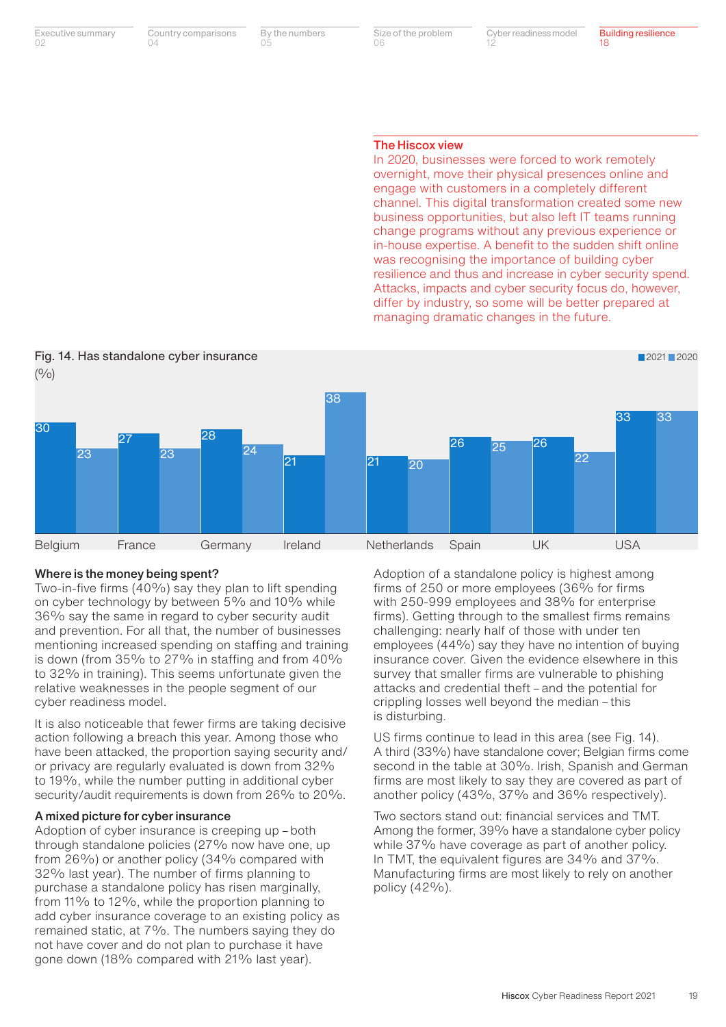### The Hiscox view

In 2020, businesses were forced to work remotely overnight, move their physical presences online and engage with customers in a completely different channel. This digital transformation created some new business opportunities, but also left IT teams running change programs without any previous experience or in-house expertise. A benefit to the sudden shift online was recognising the importance of building cyber resilience and thus and increase in cyber security spend. Attacks, impacts and cyber security focus do, however, differ by industry, so some will be better prepared at managing dramatic changes in the future.

**Fig. 14. Has standalone cyber insurance**

(%)

| Country | 2021 | 2020 |
|---|---|---|
| Belgium | 30 | 23 |
| France | 27 | 23 |
| Germany | 28 | 24 |
| Ireland | 21 | 38 |
| Netherlands | 21 | 20 |
| Spain | 26 | 25 |
| UK | 26 | 22 |
| USA | 33 | 33 |

### Where is the money being spent?

Two-in-five firms (40%) say they plan to lift spending on cyber technology by between 5% and 10% while 36% say the same in regard to cyber security audit and prevention. For all that, the number of businesses mentioning increased spending on staffing and training is down (from 35% to 27% in staffing and from 40% to 32% in training). This seems unfortunate given the relative weaknesses in the people segment of our cyber readiness model.

It is also noticeable that fewer firms are taking decisive action following a breach this year. Among those who have been attacked, the proportion saying security and/or privacy are regularly evaluated is down from 32% to 19%, while the number putting in additional cyber security/audit requirements is down from 26% to 20%.

### A mixed picture for cyber insurance

Adoption of cyber insurance is creeping up – both through standalone policies (27% now have one, up from 26%) or another policy (34% compared with 32% last year). The number of firms planning to purchase a standalone policy has risen marginally, from 11% to 12%, while the proportion planning to add cyber insurance coverage to an existing policy as remained static, at 7%. The numbers saying they do not have cover and do not plan to purchase it have gone down (18% compared with 21% last year).

Adoption of a standalone policy is highest among firms of 250 or more employees (36% for firms with 250-999 employees and 38% for enterprise firms). Getting through to the smallest firms remains challenging: nearly half of those with under ten employees (44%) say they have no intention of buying insurance cover. Given the evidence elsewhere in this survey that smaller firms are vulnerable to phishing attacks and credential theft – and the potential for crippling losses well beyond the median – this is disturbing.

US firms continue to lead in this area (see Fig. 14). A third (33%) have standalone cover; Belgian firms come second in the table at 30%. Irish, Spanish and German firms are most likely to say they are covered as part of another policy (43%, 37% and 36% respectively).

Two sectors stand out: financial services and TMT. Among the former, 39% have a standalone cyber policy while 37% have coverage as part of another policy. In TMT, the equivalent figures are 34% and 37%. Manufacturing firms are most likely to rely on another policy (42%).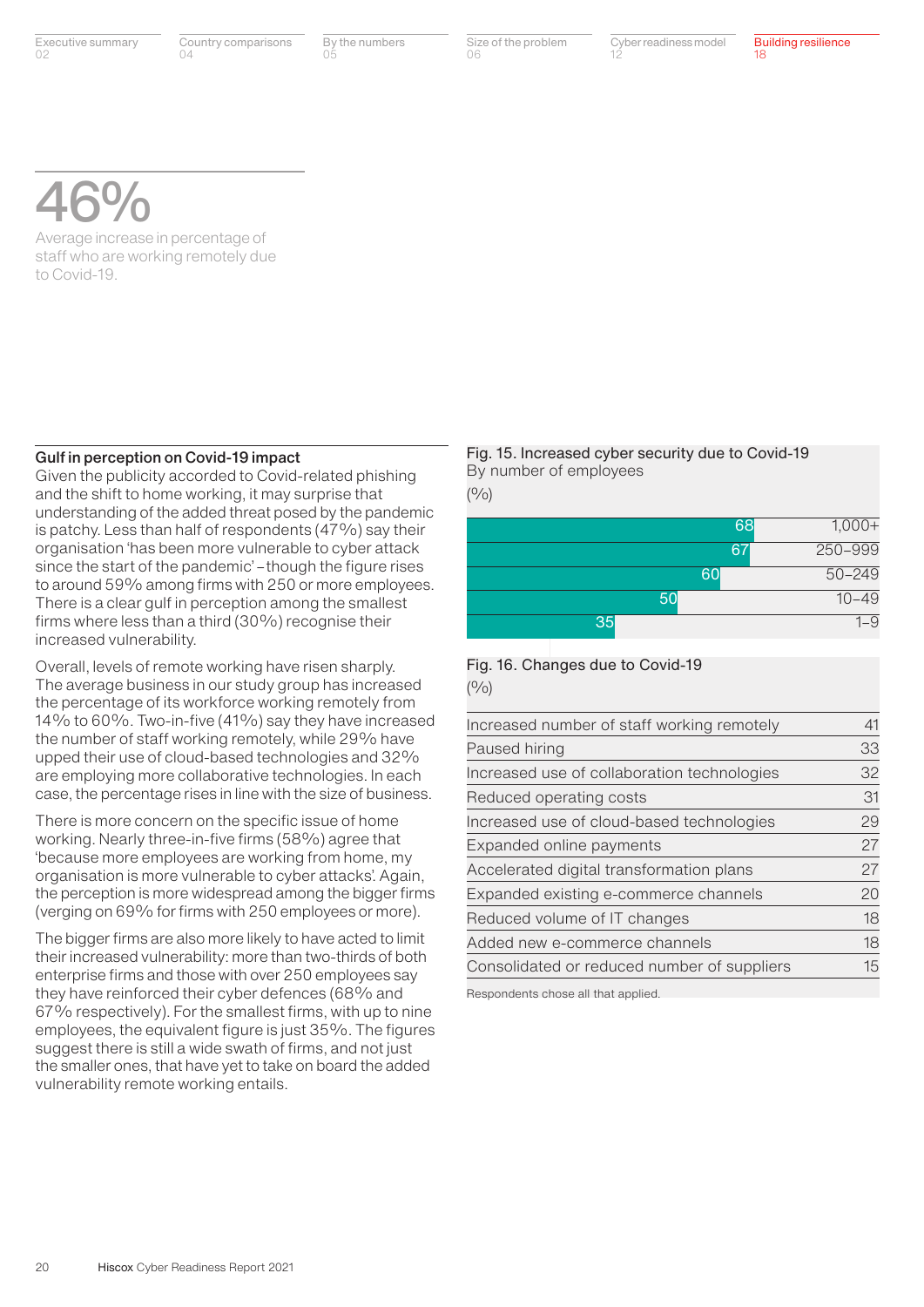# 46%

Average increase in percentage of staff who are working remotely due to Covid-19.

## Gulf in perception on Covid-19 impact

Given the publicity accorded to Covid-related phishing and the shift to home working, it may surprise that understanding of the added threat posed by the pandemic is patchy. Less than half of respondents (47%) say their organisation 'has been more vulnerable to cyber attack since the start of the pandemic' – though the figure rises to around 59% among firms with 250 or more employees. There is a clear gulf in perception among the smallest firms where less than a third (30%) recognise their increased vulnerability.

Overall, levels of remote working have risen sharply. The average business in our study group has increased the percentage of its workforce working remotely from 14% to 60%. Two-in-five (41%) say they have increased the number of staff working remotely, while 29% have upped their use of cloud-based technologies and 32% are employing more collaborative technologies. In each case, the percentage rises in line with the size of business.

There is more concern on the specific issue of home working. Nearly three-in-five firms (58%) agree that 'because more employees are working from home, my organisation is more vulnerable to cyber attacks'. Again, the perception is more widespread among the bigger firms (verging on 69% for firms with 250 employees or more).

The bigger firms are also more likely to have acted to limit their increased vulnerability: more than two-thirds of both enterprise firms and those with over 250 employees say they have reinforced their cyber defences (68% and 67% respectively). For the smallest firms, with up to nine employees, the equivalent figure is just 35%. The figures suggest there is still a wide swath of firms, and not just the smaller ones, that have yet to take on board the added vulnerability remote working entails.

Fig. 15. Increased cyber security due to Covid-19
By number of employees
(%)

| Number of employees | % |
|---|---|
| 1,000+ | 68 |
| 250–999 | 67 |
| 50–249 | 60 |
| 10–49 | 50 |
| 1–9 | 35 |

Fig. 16. Changes due to Covid-19
(%)

| Change | % |
|---|---|
| Increased number of staff working remotely | 41 |
| Paused hiring | 33 |
| Increased use of collaboration technologies | 32 |
| Reduced operating costs | 31 |
| Increased use of cloud-based technologies | 29 |
| Expanded online payments | 27 |
| Accelerated digital transformation plans | 27 |
| Expanded existing e-commerce channels | 20 |
| Reduced volume of IT changes | 18 |
| Added new e-commerce channels | 18 |
| Consolidated or reduced number of suppliers | 15 |

Respondents chose all that applied.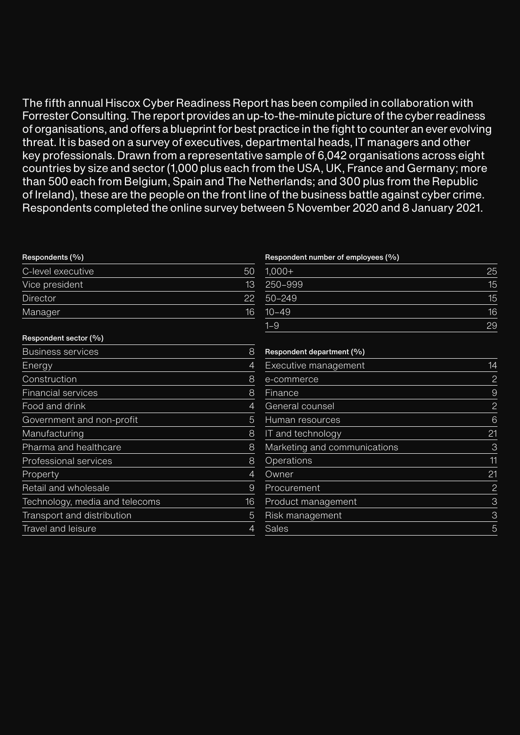The fifth annual Hiscox Cyber Readiness Report has been compiled in collaboration with Forrester Consulting. The report provides an up-to-the-minute picture of the cyber readiness of organisations, and offers a blueprint for best practice in the fight to counter an ever evolving threat. It is based on a survey of executives, departmental heads, IT managers and other key professionals. Drawn from a representative sample of 6,042 organisations across eight countries by size and sector (1,000 plus each from the USA, UK, France and Germany; more than 500 each from Belgium, Spain and The Netherlands; and 300 plus from the Republic of Ireland), these are the people on the front line of the business battle against cyber crime. Respondents completed the online survey between 5 November 2020 and 8 January 2021.

| Respondents (%) | |
|---|---|
| C-level executive | 50 |
| Vice president | 13 |
| Director | 22 |
| Manager | 16 |

| Respondent sector (%) | |
|---|---|
| Business services | 8 |
| Energy | 4 |
| Construction | 8 |
| Financial services | 8 |
| Food and drink | 4 |
| Government and non-profit | 5 |
| Manufacturing | 8 |
| Pharma and healthcare | 8 |
| Professional services | 8 |
| Property | 4 |
| Retail and wholesale | 9 |
| Technology, media and telecoms | 16 |
| Transport and distribution | 5 |
| Travel and leisure | 4 |

| Respondent number of employees (%) | |
|---|---|
| 1,000+ | 25 |
| 250–999 | 15 |
| 50–249 | 15 |
| 10–49 | 16 |
| 1–9 | 29 |

| Respondent department (%) | |
|---|---|
| Executive management | 14 |
| e-commerce | 2 |
| Finance | 9 |
| General counsel | 2 |
| Human resources | 6 |
| IT and technology | 21 |
| Marketing and communications | 3 |
| Operations | 11 |
| Owner | 21 |
| Procurement | 2 |
| Product management | 3 |
| Risk management | 3 |
| Sales | 5 |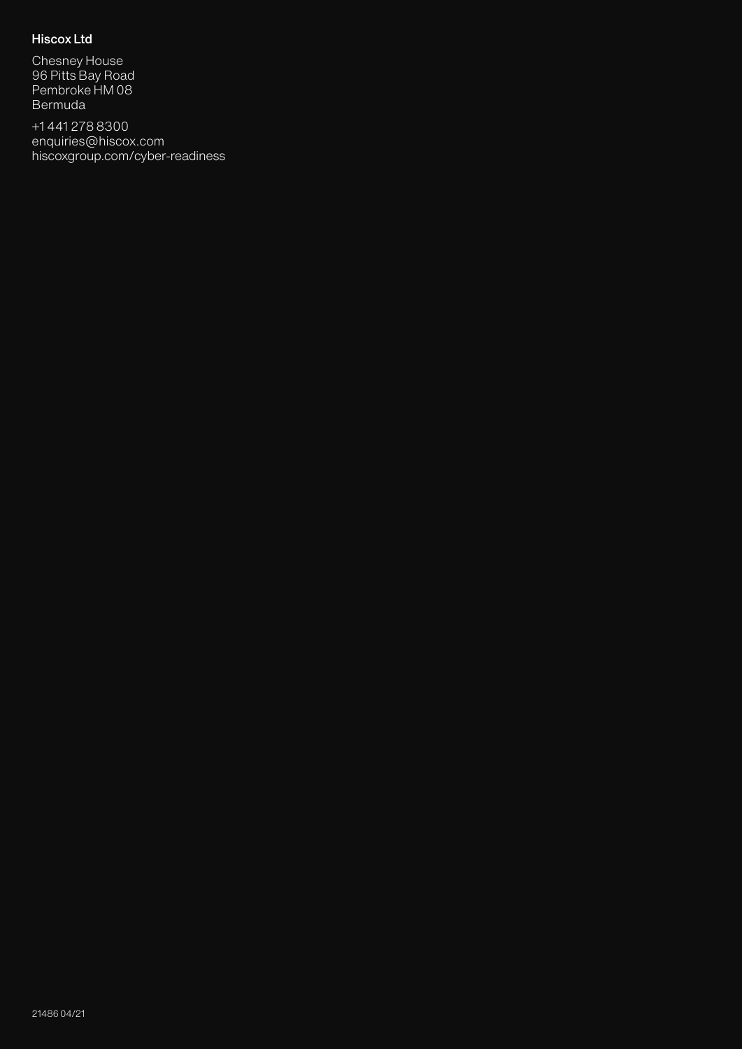**Hiscox Ltd**

Chesney House
96 Pitts Bay Road
Pembroke HM 08
Bermuda

+1 441 278 8300
enquiries@hiscox.com
hiscoxgroup.com/cyber-readiness

21486 04/21